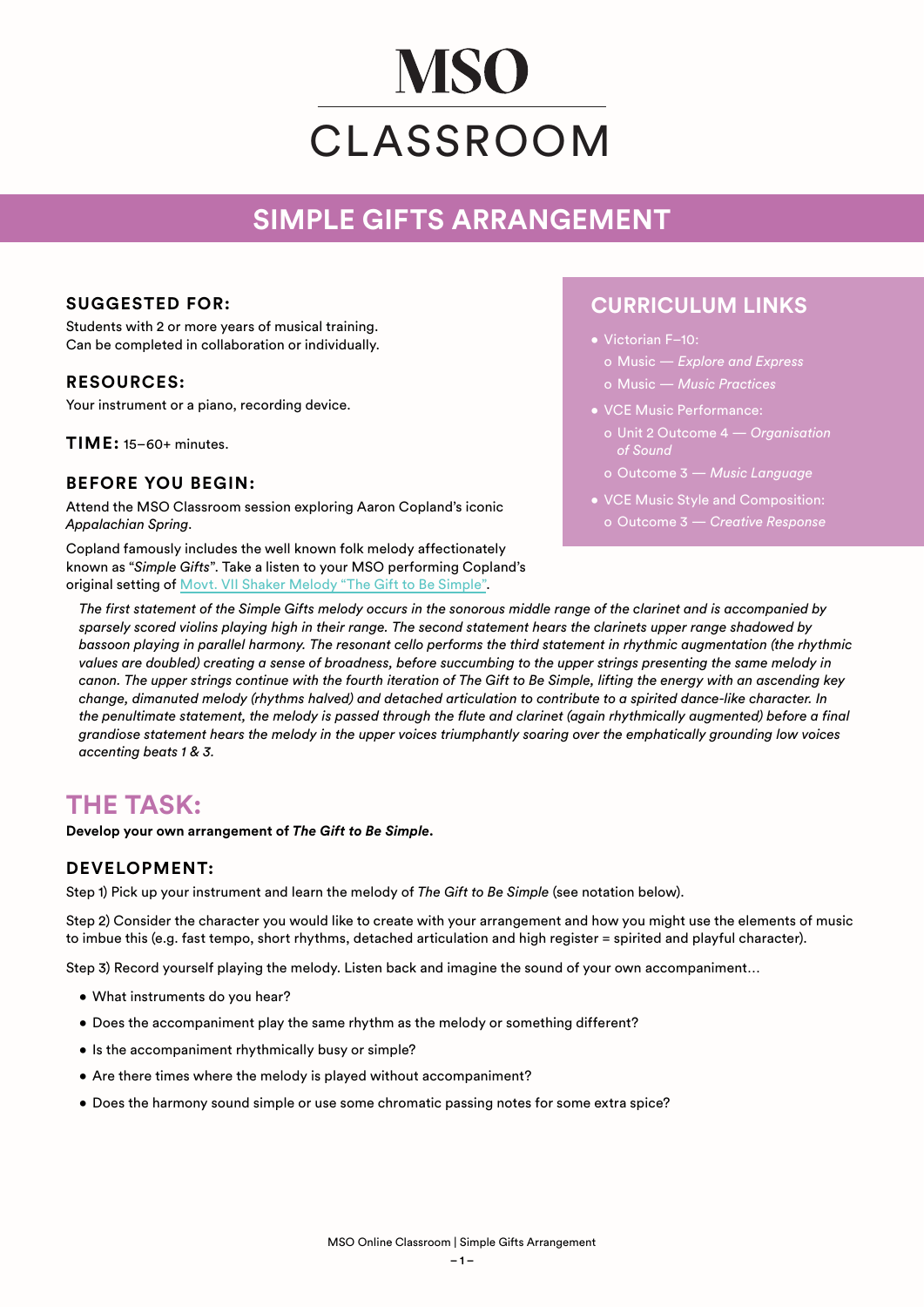# MSO CLASSROOM

## SIMPLE GIFTS ARRANGEMENT

### SUGGESTED FOR:

Students with 2 or more years of musical training.
Can be completed in collaboration or individually.

### RESOURCES:

Your instrument or a piano, recording device.

**TIME:** 15–60+ minutes.

### BEFORE YOU BEGIN:

Attend the MSO Classroom session exploring Aaron Copland's iconic *Appalachian Spring*.

Copland famously includes the well known folk melody affectionately known as "*Simple Gifts*". Take a listen to your MSO performing Copland's original setting of Movt. VII Shaker Melody "The Gift to Be Simple".

### CURRICULUM LINKS

- Victorian F–10:
  - Music — *Explore and Express*
  - Music — *Music Practices*
- VCE Music Performance:
  - Unit 2 Outcome 4 — *Organisation of Sound*
  - Outcome 3 — *Music Language*
- VCE Music Style and Composition:
  - Outcome 3 — *Creative Response*

*The first statement of the Simple Gifts melody occurs in the sonorous middle range of the clarinet and is accompanied by sparsely scored violins playing high in their range. The second statement hears the clarinets upper range shadowed by bassoon playing in parallel harmony. The resonant cello performs the third statement in rhythmic augmentation (the rhythmic values are doubled) creating a sense of broadness, before succumbing to the upper strings presenting the same melody in canon. The upper strings continue with the fourth iteration of The Gift to Be Simple, lifting the energy with an ascending key change, dimanuted melody (rhythms halved) and detached articulation to contribute to a spirited dance-like character. In the penultimate statement, the melody is passed through the flute and clarinet (again rhythmically augmented) before a final grandiose statement hears the melody in the upper voices triumphantly soaring over the emphatically grounding low voices accenting beats 1 & 3.*

## THE TASK:

**Develop your own arrangement of *The Gift to Be Simple*.**

### DEVELOPMENT:

Step 1) Pick up your instrument and learn the melody of *The Gift to Be Simple* (see notation below).

Step 2) Consider the character you would like to create with your arrangement and how you might use the elements of music to imbue this (e.g. fast tempo, short rhythms, detached articulation and high register = spirited and playful character).

Step 3) Record yourself playing the melody. Listen back and imagine the sound of your own accompaniment…

- What instruments do you hear?
- Does the accompaniment play the same rhythm as the melody or something different?
- Is the accompaniment rhythmically busy or simple?
- Are there times where the melody is played without accompaniment?
- Does the harmony sound simple or use some chromatic passing notes for some extra spice?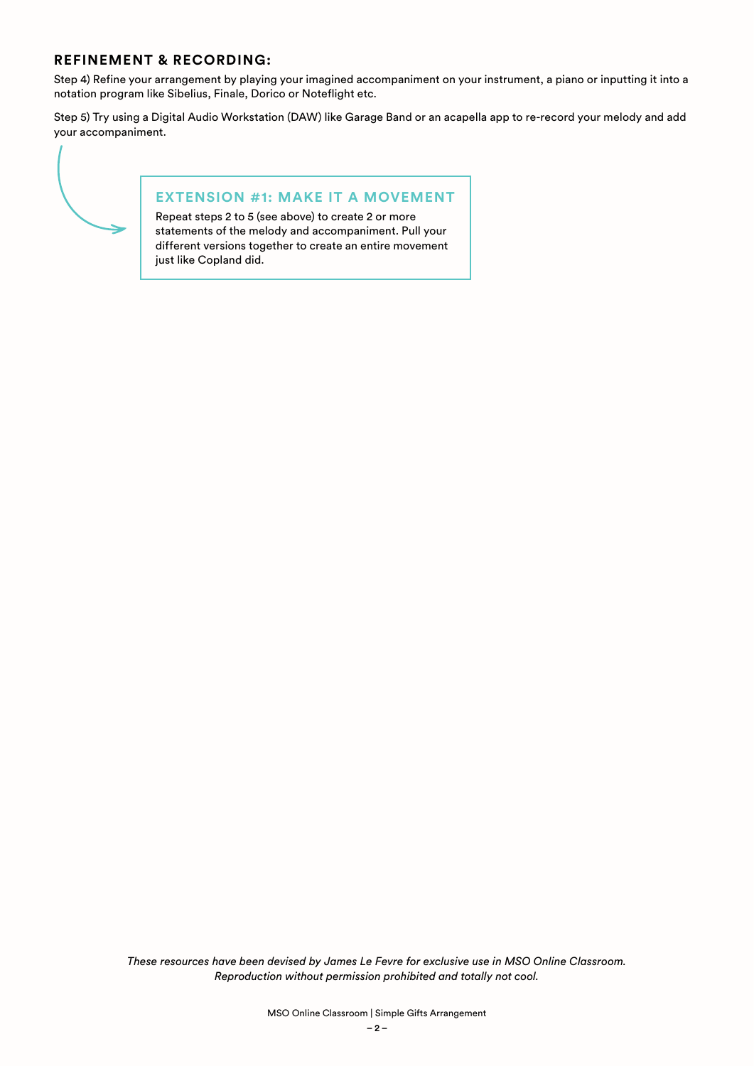## REFINEMENT & RECORDING:

Step 4) Refine your arrangement by playing your imagined accompaniment on your instrument, a piano or inputting it into a notation program like Sibelius, Finale, Dorico or Noteflight etc.

Step 5) Try using a Digital Audio Workstation (DAW) like Garage Band or an acapella app to re-record your melody and add your accompaniment.

### EXTENSION #1: MAKE IT A MOVEMENT

Repeat steps 2 to 5 (see above) to create 2 or more statements of the melody and accompaniment. Pull your different versions together to create an entire movement just like Copland did.

*These resources have been devised by James Le Fevre for exclusive use in MSO Online Classroom. Reproduction without permission prohibited and totally not cool.*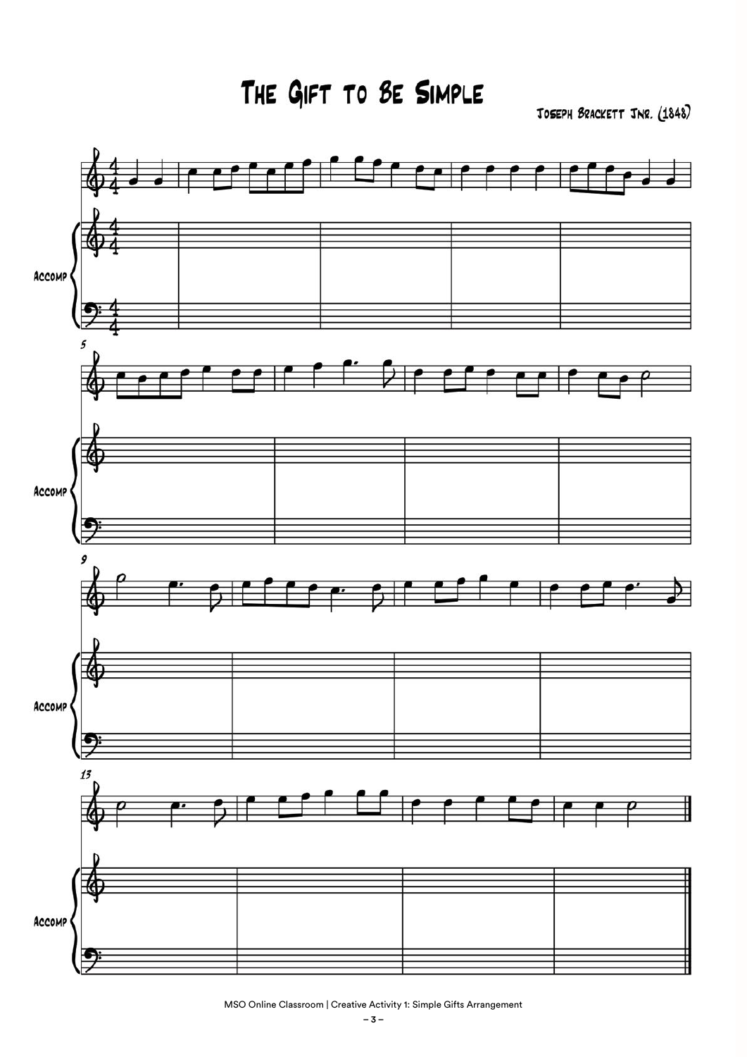# The Gift to Be Simple

Joseph Brackett Jnr. (1848)

Accomp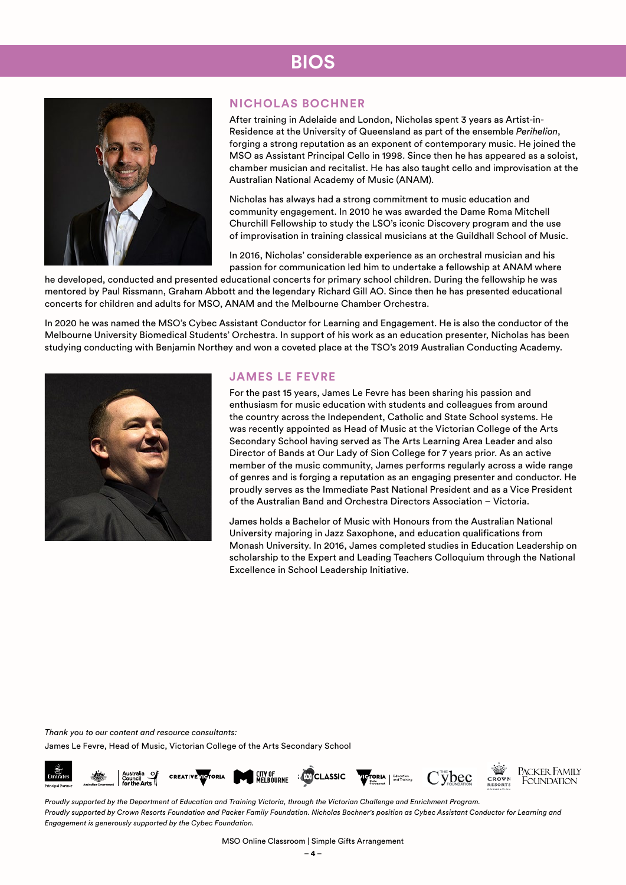# BIOS

## NICHOLAS BOCHNER

After training in Adelaide and London, Nicholas spent 3 years as Artist-in-Residence at the University of Queensland as part of the ensemble *Perihelion*, forging a strong reputation as an exponent of contemporary music. He joined the MSO as Assistant Principal Cello in 1998. Since then he has appeared as a soloist, chamber musician and recitalist. He has also taught cello and improvisation at the Australian National Academy of Music (ANAM).

Nicholas has always had a strong commitment to music education and community engagement. In 2010 he was awarded the Dame Roma Mitchell Churchill Fellowship to study the LSO's iconic Discovery program and the use of improvisation in training classical musicians at the Guildhall School of Music.

In 2016, Nicholas' considerable experience as an orchestral musician and his passion for communication led him to undertake a fellowship at ANAM where he developed, conducted and presented educational concerts for primary school children. During the fellowship he was mentored by Paul Rissmann, Graham Abbott and the legendary Richard Gill AO. Since then he has presented educational concerts for children and adults for MSO, ANAM and the Melbourne Chamber Orchestra.

In 2020 he was named the MSO's Cybec Assistant Conductor for Learning and Engagement. He is also the conductor of the Melbourne University Biomedical Students' Orchestra. In support of his work as an education presenter, Nicholas has been studying conducting with Benjamin Northey and won a coveted place at the TSO's 2019 Australian Conducting Academy.

## JAMES LE FEVRE

For the past 15 years, James Le Fevre has been sharing his passion and enthusiasm for music education with students and colleagues from around the country across the Independent, Catholic and State School systems. He was recently appointed as Head of Music at the Victorian College of the Arts Secondary School having served as The Arts Learning Area Leader and also Director of Bands at Our Lady of Sion College for 7 years prior. As an active member of the music community, James performs regularly across a wide range of genres and is forging a reputation as an engaging presenter and conductor. He proudly serves as the Immediate Past National President and as a Vice President of the Australian Band and Orchestra Directors Association – Victoria.

James holds a Bachelor of Music with Honours from the Australian National University majoring in Jazz Saxophone, and education qualifications from Monash University. In 2016, James completed studies in Education Leadership on scholarship to the Expert and Leading Teachers Colloquium through the National Excellence in School Leadership Initiative.

*Thank you to our content and resource consultants:*

James Le Fevre, Head of Music, Victorian College of the Arts Secondary School

*Proudly supported by the Department of Education and Training Victoria, through the Victorian Challenge and Enrichment Program.*

*Proudly supported by Crown Resorts Foundation and Packer Family Foundation. Nicholas Bochner's position as Cybec Assistant Conductor for Learning and Engagement is generously supported by the Cybec Foundation.*